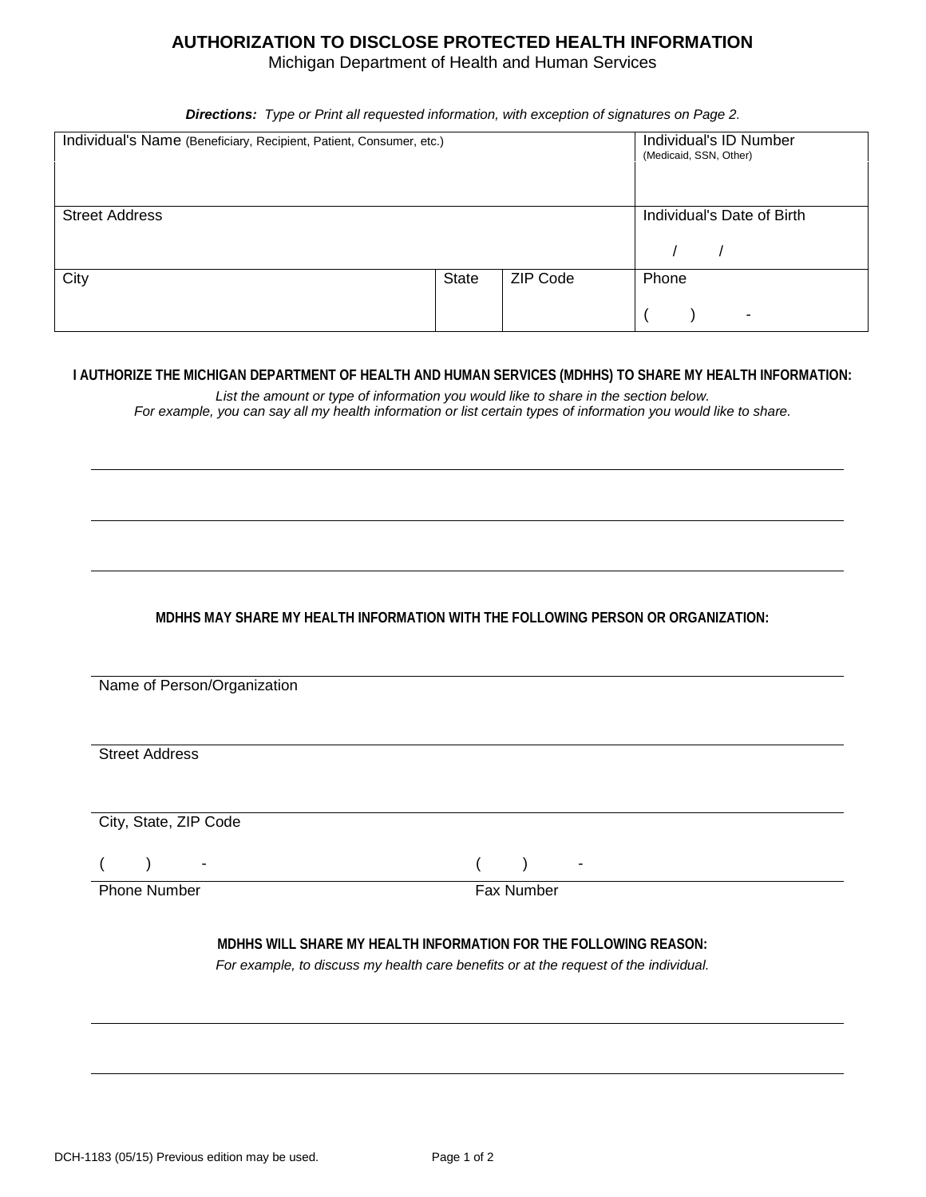# AUTHORIZATION TO DISCLOSE PROTECTED HEALTH INFORMATION

Michigan Department of Health and Human Services

***Directions:*** *Type or Print all requested information, with exception of signatures on Page 2.*

| Individual's Name (Beneficiary, Recipient, Patient, Consumer, etc.) | | | Individual's ID Number (Medicaid, SSN, Other) |
|---|---|---|---|
| | | | |
| Street Address | | | Individual's Date of Birth<br>/ / |
| City | State | ZIP Code | Phone<br>( ) - |

**I AUTHORIZE THE MICHIGAN DEPARTMENT OF HEALTH AND HUMAN SERVICES (MDHHS) TO SHARE MY HEALTH INFORMATION:**

*List the amount or type of information you would like to share in the section below.*
*For example, you can say all my health information or list certain types of information you would like to share.*

______________________________________________________________________________

______________________________________________________________________________

______________________________________________________________________________

**MDHHS MAY SHARE MY HEALTH INFORMATION WITH THE FOLLOWING PERSON OR ORGANIZATION:**

______________________________________________________________________________
Name of Person/Organization

______________________________________________________________________________
Street Address

______________________________________________________________________________
City, State, ZIP Code

( ) - ( ) -
Phone Number Fax Number

**MDHHS WILL SHARE MY HEALTH INFORMATION FOR THE FOLLOWING REASON:**

*For example, to discuss my health care benefits or at the request of the individual.*

______________________________________________________________________________

______________________________________________________________________________

DCH-1183 (05/15) Previous edition may be used.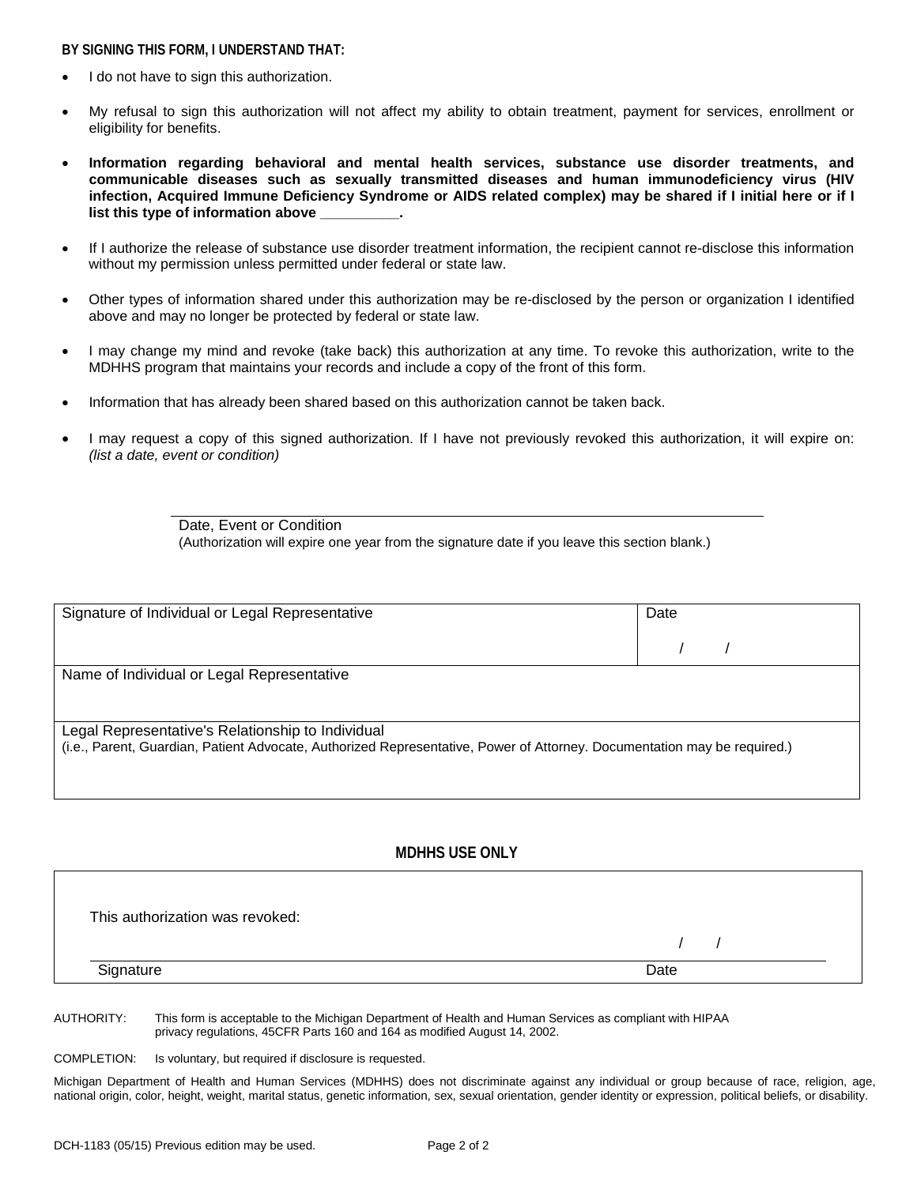**BY SIGNING THIS FORM, I UNDERSTAND THAT:**

- I do not have to sign this authorization.
- My refusal to sign this authorization will not affect my ability to obtain treatment, payment for services, enrollment or eligibility for benefits.
- **Information regarding behavioral and mental health services, substance use disorder treatments, and communicable diseases such as sexually transmitted diseases and human immunodeficiency virus (HIV infection, Acquired Immune Deficiency Syndrome or AIDS related complex) may be shared if I initial here or if I list this type of information above __________.**
- If I authorize the release of substance use disorder treatment information, the recipient cannot re-disclose this information without my permission unless permitted under federal or state law.
- Other types of information shared under this authorization may be re-disclosed by the person or organization I identified above and may no longer be protected by federal or state law.
- I may change my mind and revoke (take back) this authorization at any time. To revoke this authorization, write to the MDHHS program that maintains your records and include a copy of the front of this form.
- Information that has already been shared based on this authorization cannot be taken back.
- I may request a copy of this signed authorization. If I have not previously revoked this authorization, it will expire on: *(list a date, event or condition)*

______________________________________________
Date, Event or Condition
(Authorization will expire one year from the signature date if you leave this section blank.)

| | |
|---|---|
| Signature of Individual or Legal Representative | Date<br>/ / |
| Name of Individual or Legal Representative | |
| Legal Representative's Relationship to Individual<br>(i.e., Parent, Guardian, Patient Advocate, Authorized Representative, Power of Attorney. Documentation may be required.) | |

**MDHHS USE ONLY**

This authorization was revoked:

| | |
|---|---|
| Signature | Date<br>/ / |

AUTHORITY: This form is acceptable to the Michigan Department of Health and Human Services as compliant with HIPAA privacy regulations, 45CFR Parts 160 and 164 as modified August 14, 2002.

COMPLETION: Is voluntary, but required if disclosure is requested.

Michigan Department of Health and Human Services (MDHHS) does not discriminate against any individual or group because of race, religion, age, national origin, color, height, weight, marital status, genetic information, sex, sexual orientation, gender identity or expression, political beliefs, or disability.

DCH-1183 (05/15) Previous edition may be used.